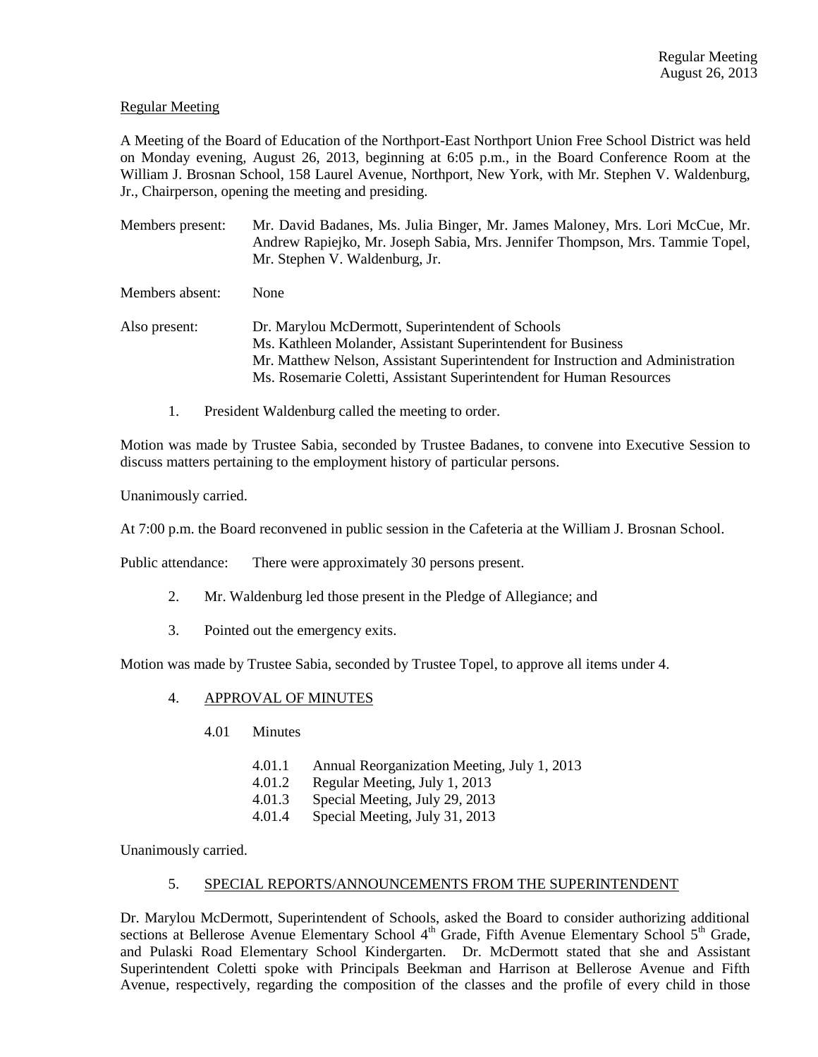Regular Meeting

A Meeting of the Board of Education of the Northport-East Northport Union Free School District was held on Monday evening, August 26, 2013, beginning at 6:05 p.m., in the Board Conference Room at the William J. Brosnan School, 158 Laurel Avenue, Northport, New York, with Mr. Stephen V. Waldenburg, Jr., Chairperson, opening the meeting and presiding.

Members present: Mr. David Badanes, Ms. Julia Binger, Mr. James Maloney, Mrs. Lori McCue, Mr. Andrew Rapiejko, Mr. Joseph Sabia, Mrs. Jennifer Thompson, Mrs. Tammie Topel, Mr. Stephen V. Waldenburg, Jr.

Members absent: None

Also present: Dr. Marylou McDermott, Superintendent of Schools
Ms. Kathleen Molander, Assistant Superintendent for Business
Mr. Matthew Nelson, Assistant Superintendent for Instruction and Administration
Ms. Rosemarie Coletti, Assistant Superintendent for Human Resources

1. President Waldenburg called the meeting to order.

Motion was made by Trustee Sabia, seconded by Trustee Badanes, to convene into Executive Session to discuss matters pertaining to the employment history of particular persons.

Unanimously carried.

At 7:00 p.m. the Board reconvened in public session in the Cafeteria at the William J. Brosnan School.

Public attendance: There were approximately 30 persons present.

2. Mr. Waldenburg led those present in the Pledge of Allegiance; and

3. Pointed out the emergency exits.

Motion was made by Trustee Sabia, seconded by Trustee Topel, to approve all items under 4.

4. APPROVAL OF MINUTES

 4.01 Minutes

 4.01.1 Annual Reorganization Meeting, July 1, 2013
 4.01.2 Regular Meeting, July 1, 2013
 4.01.3 Special Meeting, July 29, 2013
 4.01.4 Special Meeting, July 31, 2013

Unanimously carried.

5. SPECIAL REPORTS/ANNOUNCEMENTS FROM THE SUPERINTENDENT

Dr. Marylou McDermott, Superintendent of Schools, asked the Board to consider authorizing additional sections at Bellerose Avenue Elementary School 4th Grade, Fifth Avenue Elementary School 5th Grade, and Pulaski Road Elementary School Kindergarten. Dr. McDermott stated that she and Assistant Superintendent Coletti spoke with Principals Beekman and Harrison at Bellerose Avenue and Fifth Avenue, respectively, regarding the composition of the classes and the profile of every child in those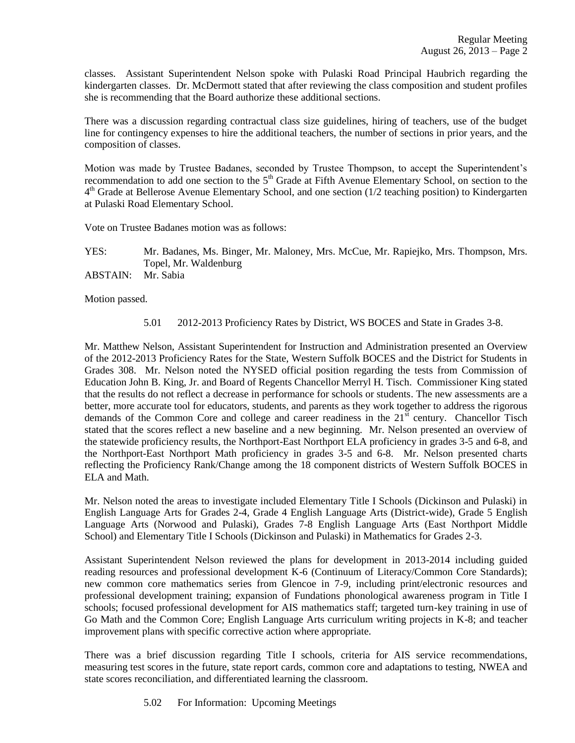classes. Assistant Superintendent Nelson spoke with Pulaski Road Principal Haubrich regarding the kindergarten classes. Dr. McDermott stated that after reviewing the class composition and student profiles she is recommending that the Board authorize these additional sections.

There was a discussion regarding contractual class size guidelines, hiring of teachers, use of the budget line for contingency expenses to hire the additional teachers, the number of sections in prior years, and the composition of classes.

Motion was made by Trustee Badanes, seconded by Trustee Thompson, to accept the Superintendent's recommendation to add one section to the 5th Grade at Fifth Avenue Elementary School, on section to the 4th Grade at Bellerose Avenue Elementary School, and one section (1/2 teaching position) to Kindergarten at Pulaski Road Elementary School.

Vote on Trustee Badanes motion was as follows:

YES: Mr. Badanes, Ms. Binger, Mr. Maloney, Mrs. McCue, Mr. Rapiejko, Mrs. Thompson, Mrs. Topel, Mr. Waldenburg
ABSTAIN: Mr. Sabia

Motion passed.

5.01 2012-2013 Proficiency Rates by District, WS BOCES and State in Grades 3-8.

Mr. Matthew Nelson, Assistant Superintendent for Instruction and Administration presented an Overview of the 2012-2013 Proficiency Rates for the State, Western Suffolk BOCES and the District for Students in Grades 308. Mr. Nelson noted the NYSED official position regarding the tests from Commission of Education John B. King, Jr. and Board of Regents Chancellor Merryl H. Tisch. Commissioner King stated that the results do not reflect a decrease in performance for schools or students. The new assessments are a better, more accurate tool for educators, students, and parents as they work together to address the rigorous demands of the Common Core and college and career readiness in the 21st century. Chancellor Tisch stated that the scores reflect a new baseline and a new beginning. Mr. Nelson presented an overview of the statewide proficiency results, the Northport-East Northport ELA proficiency in grades 3-5 and 6-8, and the Northport-East Northport Math proficiency in grades 3-5 and 6-8. Mr. Nelson presented charts reflecting the Proficiency Rank/Change among the 18 component districts of Western Suffolk BOCES in ELA and Math.

Mr. Nelson noted the areas to investigate included Elementary Title I Schools (Dickinson and Pulaski) in English Language Arts for Grades 2-4, Grade 4 English Language Arts (District-wide), Grade 5 English Language Arts (Norwood and Pulaski), Grades 7-8 English Language Arts (East Northport Middle School) and Elementary Title I Schools (Dickinson and Pulaski) in Mathematics for Grades 2-3.

Assistant Superintendent Nelson reviewed the plans for development in 2013-2014 including guided reading resources and professional development K-6 (Continuum of Literacy/Common Core Standards); new common core mathematics series from Glencoe in 7-9, including print/electronic resources and professional development training; expansion of Fundations phonological awareness program in Title I schools; focused professional development for AIS mathematics staff; targeted turn-key training in use of Go Math and the Common Core; English Language Arts curriculum writing projects in K-8; and teacher improvement plans with specific corrective action where appropriate.

There was a brief discussion regarding Title I schools, criteria for AIS service recommendations, measuring test scores in the future, state report cards, common core and adaptations to testing, NWEA and state scores reconciliation, and differentiated learning the classroom.

5.02 For Information: Upcoming Meetings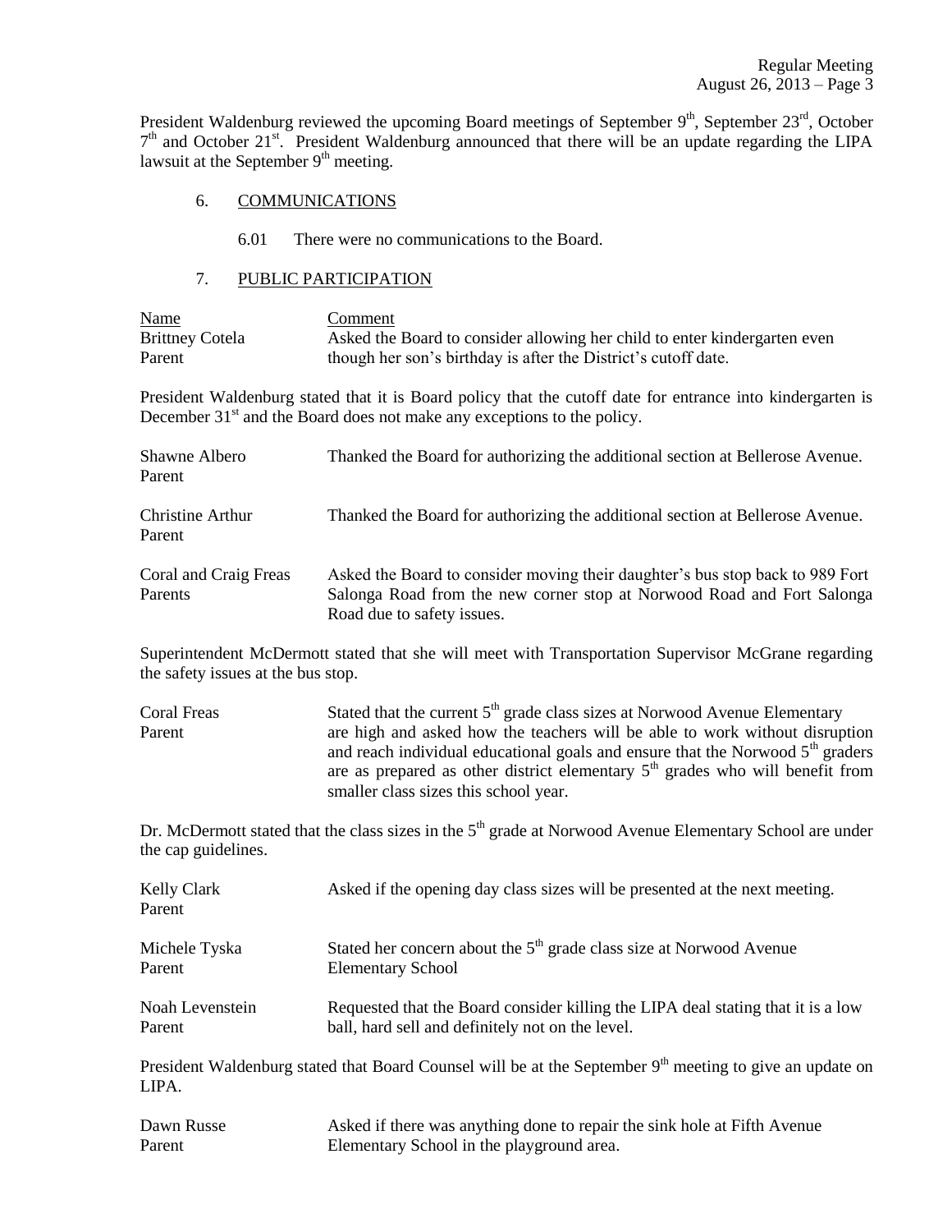President Waldenburg reviewed the upcoming Board meetings of September 9th, September 23rd, October 7th and October 21st. President Waldenburg announced that there will be an update regarding the LIPA lawsuit at the September 9th meeting.

6. COMMUNICATIONS

6.01 There were no communications to the Board.

7. PUBLIC PARTICIPATION

| Name | Comment |
|---|---|
| Brittney Cotela<br>Parent | Asked the Board to consider allowing her child to enter kindergarten even though her son's birthday is after the District's cutoff date. |

President Waldenburg stated that it is Board policy that the cutoff date for entrance into kindergarten is December 31st and the Board does not make any exceptions to the policy.

| | |
|---|---|
| Shawne Albero<br>Parent | Thanked the Board for authorizing the additional section at Bellerose Avenue. |
| Christine Arthur<br>Parent | Thanked the Board for authorizing the additional section at Bellerose Avenue. |
| Coral and Craig Freas<br>Parents | Asked the Board to consider moving their daughter's bus stop back to 989 Fort Salonga Road from the new corner stop at Norwood Road and Fort Salonga Road due to safety issues. |

Superintendent McDermott stated that she will meet with Transportation Supervisor McGrane regarding the safety issues at the bus stop.

| | |
|---|---|
| Coral Freas<br>Parent | Stated that the current 5th grade class sizes at Norwood Avenue Elementary are high and asked how the teachers will be able to work without disruption and reach individual educational goals and ensure that the Norwood 5th graders are as prepared as other district elementary 5th grades who will benefit from smaller class sizes this school year. |

Dr. McDermott stated that the class sizes in the 5th grade at Norwood Avenue Elementary School are under the cap guidelines.

| | |
|---|---|
| Kelly Clark<br>Parent | Asked if the opening day class sizes will be presented at the next meeting. |
| Michele Tyska<br>Parent | Stated her concern about the 5th grade class size at Norwood Avenue Elementary School |
| Noah Levenstein<br>Parent | Requested that the Board consider killing the LIPA deal stating that it is a low ball, hard sell and definitely not on the level. |

President Waldenburg stated that Board Counsel will be at the September 9th meeting to give an update on LIPA.

| | |
|---|---|
| Dawn Russe<br>Parent | Asked if there was anything done to repair the sink hole at Fifth Avenue Elementary School in the playground area. |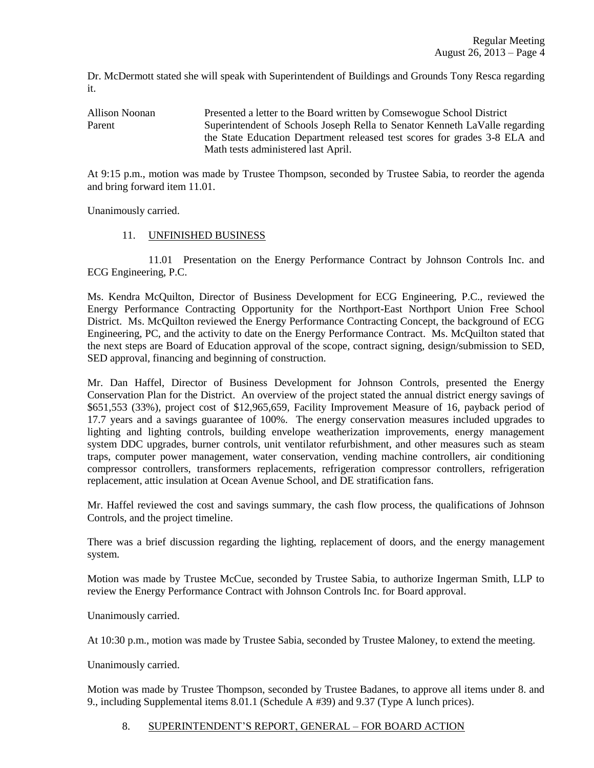Dr. McDermott stated she will speak with Superintendent of Buildings and Grounds Tony Resca regarding it.

| | |
|---|---|
| Allison Noonan<br>Parent | Presented a letter to the Board written by Comsewogue School District Superintendent of Schools Joseph Rella to Senator Kenneth LaValle regarding the State Education Department released test scores for grades 3-8 ELA and Math tests administered last April. |

At 9:15 p.m., motion was made by Trustee Thompson, seconded by Trustee Sabia, to reorder the agenda and bring forward item 11.01.

Unanimously carried.

11. UNFINISHED BUSINESS

11.01 Presentation on the Energy Performance Contract by Johnson Controls Inc. and ECG Engineering, P.C.

Ms. Kendra McQuilton, Director of Business Development for ECG Engineering, P.C., reviewed the Energy Performance Contracting Opportunity for the Northport-East Northport Union Free School District. Ms. McQuilton reviewed the Energy Performance Contracting Concept, the background of ECG Engineering, PC, and the activity to date on the Energy Performance Contract. Ms. McQuilton stated that the next steps are Board of Education approval of the scope, contract signing, design/submission to SED, SED approval, financing and beginning of construction.

Mr. Dan Haffel, Director of Business Development for Johnson Controls, presented the Energy Conservation Plan for the District. An overview of the project stated the annual district energy savings of $651,553 (33%), project cost of $12,965,659, Facility Improvement Measure of 16, payback period of 17.7 years and a savings guarantee of 100%. The energy conservation measures included upgrades to lighting and lighting controls, building envelope weatherization improvements, energy management system DDC upgrades, burner controls, unit ventilator refurbishment, and other measures such as steam traps, computer power management, water conservation, vending machine controllers, air conditioning compressor controllers, transformers replacements, refrigeration compressor controllers, refrigeration replacement, attic insulation at Ocean Avenue School, and DE stratification fans.

Mr. Haffel reviewed the cost and savings summary, the cash flow process, the qualifications of Johnson Controls, and the project timeline.

There was a brief discussion regarding the lighting, replacement of doors, and the energy management system.

Motion was made by Trustee McCue, seconded by Trustee Sabia, to authorize Ingerman Smith, LLP to review the Energy Performance Contract with Johnson Controls Inc. for Board approval.

Unanimously carried.

At 10:30 p.m., motion was made by Trustee Sabia, seconded by Trustee Maloney, to extend the meeting.

Unanimously carried.

Motion was made by Trustee Thompson, seconded by Trustee Badanes, to approve all items under 8. and 9., including Supplemental items 8.01.1 (Schedule A #39) and 9.37 (Type A lunch prices).

8. SUPERINTENDENT'S REPORT, GENERAL – FOR BOARD ACTION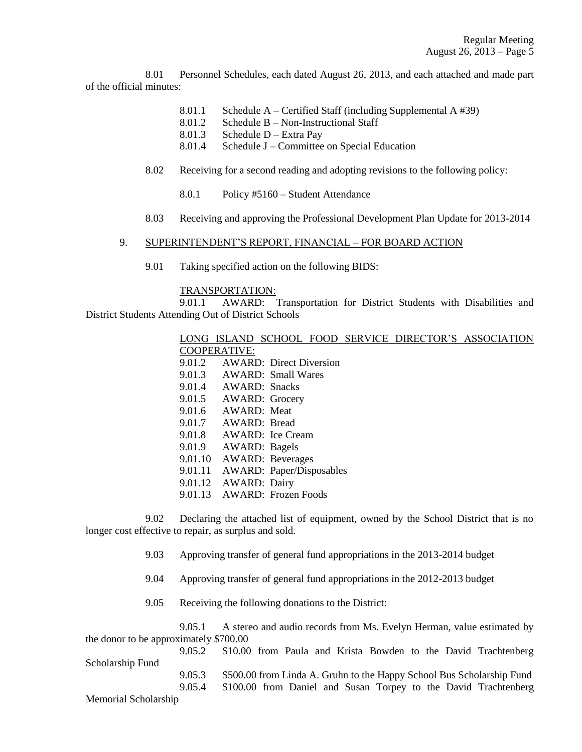8.01 Personnel Schedules, each dated August 26, 2013, and each attached and made part of the official minutes:

- 8.01.1 Schedule A – Certified Staff (including Supplemental A #39)
- 8.01.2 Schedule B – Non-Instructional Staff
- 8.01.3 Schedule D – Extra Pay
- 8.01.4 Schedule J – Committee on Special Education

8.02 Receiving for a second reading and adopting revisions to the following policy:

- 8.0.1 Policy #5160 – Student Attendance

8.03 Receiving and approving the Professional Development Plan Update for 2013-2014

9. SUPERINTENDENT'S REPORT, FINANCIAL – FOR BOARD ACTION

9.01 Taking specified action on the following BIDS:

TRANSPORTATION:

9.01.1 AWARD: Transportation for District Students with Disabilities and District Students Attending Out of District Schools

LONG ISLAND SCHOOL FOOD SERVICE DIRECTOR'S ASSOCIATION COOPERATIVE:

- 9.01.2 AWARD: Direct Diversion
- 9.01.3 AWARD: Small Wares
- 9.01.4 AWARD: Snacks
- 9.01.5 AWARD: Grocery
- 9.01.6 AWARD: Meat
- 9.01.7 AWARD: Bread
- 9.01.8 AWARD: Ice Cream
- 9.01.9 AWARD: Bagels
- 9.01.10 AWARD: Beverages
- 9.01.11 AWARD: Paper/Disposables
- 9.01.12 AWARD: Dairy
- 9.01.13 AWARD: Frozen Foods

9.02 Declaring the attached list of equipment, owned by the School District that is no longer cost effective to repair, as surplus and sold.

9.03 Approving transfer of general fund appropriations in the 2013-2014 budget

9.04 Approving transfer of general fund appropriations in the 2012-2013 budget

9.05 Receiving the following donations to the District:

9.05.1 A stereo and audio records from Ms. Evelyn Herman, value estimated by the donor to be approximately $700.00

9.05.2 $10.00 from Paula and Krista Bowden to the David Trachtenberg Scholarship Fund

9.05.3 $500.00 from Linda A. Gruhn to the Happy School Bus Scholarship Fund

9.05.4 $100.00 from Daniel and Susan Torpey to the David Trachtenberg Memorial Scholarship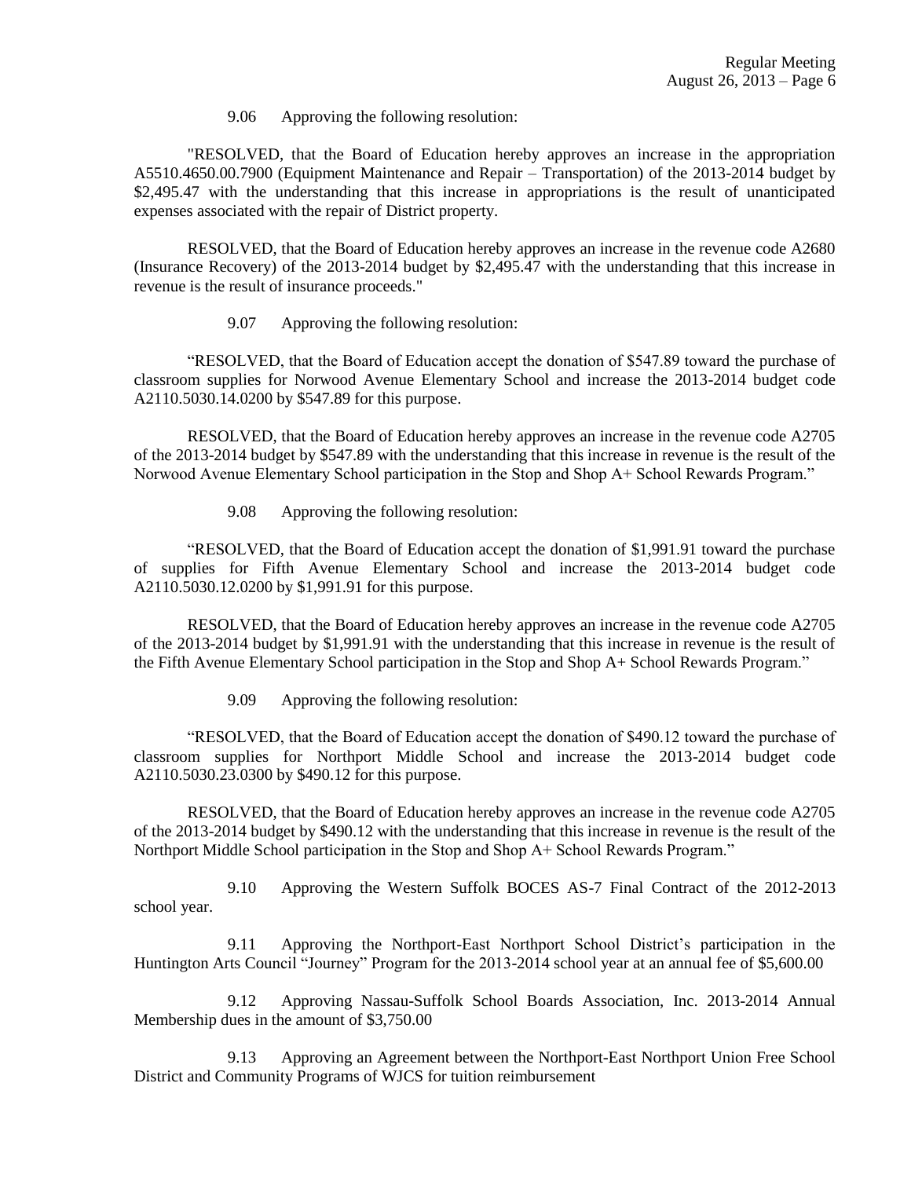9.06 Approving the following resolution:

"RESOLVED, that the Board of Education hereby approves an increase in the appropriation A5510.4650.00.7900 (Equipment Maintenance and Repair – Transportation) of the 2013-2014 budget by $2,495.47 with the understanding that this increase in appropriations is the result of unanticipated expenses associated with the repair of District property.

RESOLVED, that the Board of Education hereby approves an increase in the revenue code A2680 (Insurance Recovery) of the 2013-2014 budget by $2,495.47 with the understanding that this increase in revenue is the result of insurance proceeds."

9.07 Approving the following resolution:

"RESOLVED, that the Board of Education accept the donation of $547.89 toward the purchase of classroom supplies for Norwood Avenue Elementary School and increase the 2013-2014 budget code A2110.5030.14.0200 by $547.89 for this purpose.

RESOLVED, that the Board of Education hereby approves an increase in the revenue code A2705 of the 2013-2014 budget by $547.89 with the understanding that this increase in revenue is the result of the Norwood Avenue Elementary School participation in the Stop and Shop A+ School Rewards Program."

9.08 Approving the following resolution:

"RESOLVED, that the Board of Education accept the donation of $1,991.91 toward the purchase of supplies for Fifth Avenue Elementary School and increase the 2013-2014 budget code A2110.5030.12.0200 by $1,991.91 for this purpose.

RESOLVED, that the Board of Education hereby approves an increase in the revenue code A2705 of the 2013-2014 budget by $1,991.91 with the understanding that this increase in revenue is the result of the Fifth Avenue Elementary School participation in the Stop and Shop A+ School Rewards Program."

9.09 Approving the following resolution:

"RESOLVED, that the Board of Education accept the donation of $490.12 toward the purchase of classroom supplies for Northport Middle School and increase the 2013-2014 budget code A2110.5030.23.0300 by $490.12 for this purpose.

RESOLVED, that the Board of Education hereby approves an increase in the revenue code A2705 of the 2013-2014 budget by $490.12 with the understanding that this increase in revenue is the result of the Northport Middle School participation in the Stop and Shop A+ School Rewards Program."

9.10 Approving the Western Suffolk BOCES AS-7 Final Contract of the 2012-2013 school year.

9.11 Approving the Northport-East Northport School District's participation in the Huntington Arts Council "Journey" Program for the 2013-2014 school year at an annual fee of $5,600.00

9.12 Approving Nassau-Suffolk School Boards Association, Inc. 2013-2014 Annual Membership dues in the amount of $3,750.00

9.13 Approving an Agreement between the Northport-East Northport Union Free School District and Community Programs of WJCS for tuition reimbursement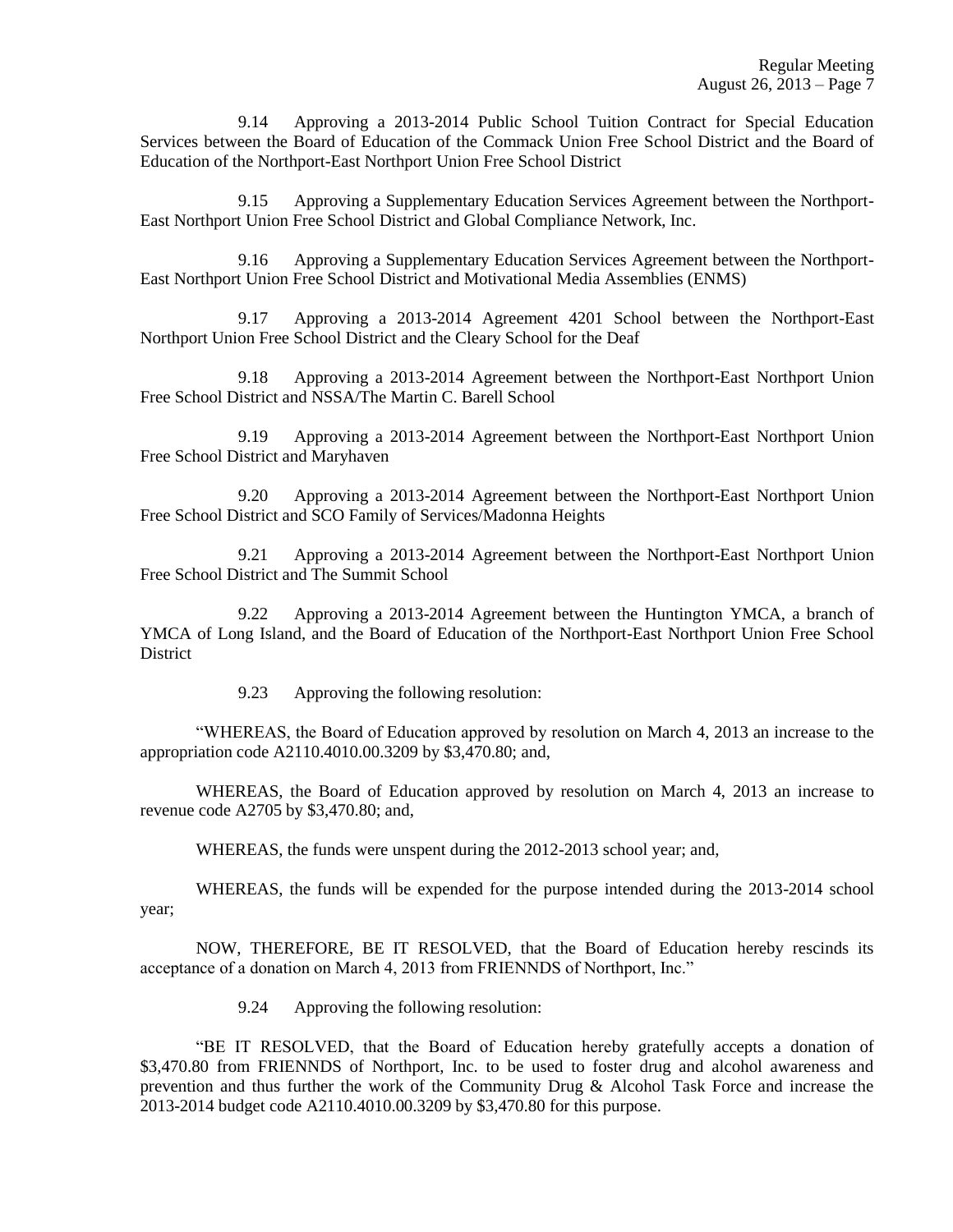9.14 Approving a 2013-2014 Public School Tuition Contract for Special Education Services between the Board of Education of the Commack Union Free School District and the Board of Education of the Northport-East Northport Union Free School District

9.15 Approving a Supplementary Education Services Agreement between the Northport-East Northport Union Free School District and Global Compliance Network, Inc.

9.16 Approving a Supplementary Education Services Agreement between the Northport-East Northport Union Free School District and Motivational Media Assemblies (ENMS)

9.17 Approving a 2013-2014 Agreement 4201 School between the Northport-East Northport Union Free School District and the Cleary School for the Deaf

9.18 Approving a 2013-2014 Agreement between the Northport-East Northport Union Free School District and NSSA/The Martin C. Barell School

9.19 Approving a 2013-2014 Agreement between the Northport-East Northport Union Free School District and Maryhaven

9.20 Approving a 2013-2014 Agreement between the Northport-East Northport Union Free School District and SCO Family of Services/Madonna Heights

9.21 Approving a 2013-2014 Agreement between the Northport-East Northport Union Free School District and The Summit School

9.22 Approving a 2013-2014 Agreement between the Huntington YMCA, a branch of YMCA of Long Island, and the Board of Education of the Northport-East Northport Union Free School District

9.23 Approving the following resolution:

"WHEREAS, the Board of Education approved by resolution on March 4, 2013 an increase to the appropriation code A2110.4010.00.3209 by $3,470.80; and,

WHEREAS, the Board of Education approved by resolution on March 4, 2013 an increase to revenue code A2705 by $3,470.80; and,

WHEREAS, the funds were unspent during the 2012-2013 school year; and,

WHEREAS, the funds will be expended for the purpose intended during the 2013-2014 school year;

NOW, THEREFORE, BE IT RESOLVED, that the Board of Education hereby rescinds its acceptance of a donation on March 4, 2013 from FRIENNDS of Northport, Inc."

9.24 Approving the following resolution:

"BE IT RESOLVED, that the Board of Education hereby gratefully accepts a donation of $3,470.80 from FRIENNDS of Northport, Inc. to be used to foster drug and alcohol awareness and prevention and thus further the work of the Community Drug & Alcohol Task Force and increase the 2013-2014 budget code A2110.4010.00.3209 by $3,470.80 for this purpose.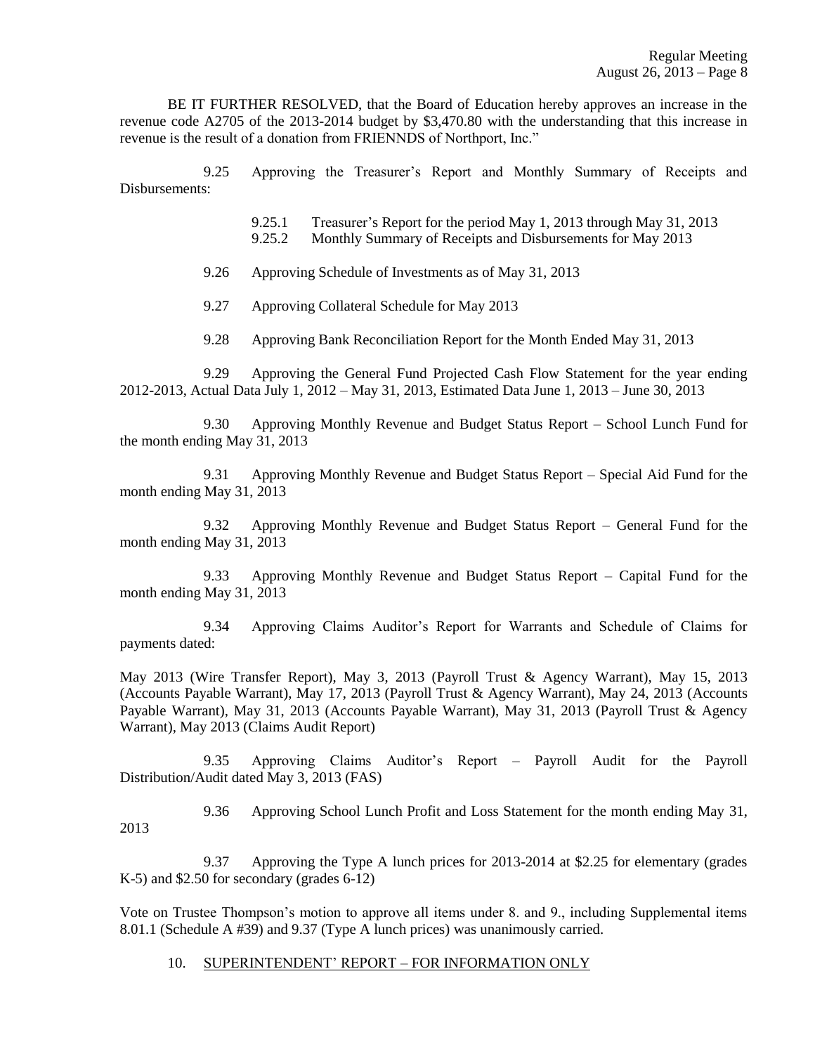BE IT FURTHER RESOLVED, that the Board of Education hereby approves an increase in the revenue code A2705 of the 2013-2014 budget by $3,470.80 with the understanding that this increase in revenue is the result of a donation from FRIENNDS of Northport, Inc."

9.25 Approving the Treasurer's Report and Monthly Summary of Receipts and Disbursements:

- 9.25.1 Treasurer's Report for the period May 1, 2013 through May 31, 2013
- 9.25.2 Monthly Summary of Receipts and Disbursements for May 2013

9.26 Approving Schedule of Investments as of May 31, 2013

9.27 Approving Collateral Schedule for May 2013

9.28 Approving Bank Reconciliation Report for the Month Ended May 31, 2013

9.29 Approving the General Fund Projected Cash Flow Statement for the year ending 2012-2013, Actual Data July 1, 2012 – May 31, 2013, Estimated Data June 1, 2013 – June 30, 2013

9.30 Approving Monthly Revenue and Budget Status Report – School Lunch Fund for the month ending May 31, 2013

9.31 Approving Monthly Revenue and Budget Status Report – Special Aid Fund for the month ending May 31, 2013

9.32 Approving Monthly Revenue and Budget Status Report – General Fund for the month ending May 31, 2013

9.33 Approving Monthly Revenue and Budget Status Report – Capital Fund for the month ending May 31, 2013

9.34 Approving Claims Auditor's Report for Warrants and Schedule of Claims for payments dated:

May 2013 (Wire Transfer Report), May 3, 2013 (Payroll Trust & Agency Warrant), May 15, 2013 (Accounts Payable Warrant), May 17, 2013 (Payroll Trust & Agency Warrant), May 24, 2013 (Accounts Payable Warrant), May 31, 2013 (Accounts Payable Warrant), May 31, 2013 (Payroll Trust & Agency Warrant), May 2013 (Claims Audit Report)

9.35 Approving Claims Auditor's Report – Payroll Audit for the Payroll Distribution/Audit dated May 3, 2013 (FAS)

9.36 Approving School Lunch Profit and Loss Statement for the month ending May 31, 2013

9.37 Approving the Type A lunch prices for 2013-2014 at $2.25 for elementary (grades K-5) and $2.50 for secondary (grades 6-12)

Vote on Trustee Thompson's motion to approve all items under 8. and 9., including Supplemental items 8.01.1 (Schedule A #39) and 9.37 (Type A lunch prices) was unanimously carried.

10. SUPERINTENDENT' REPORT – FOR INFORMATION ONLY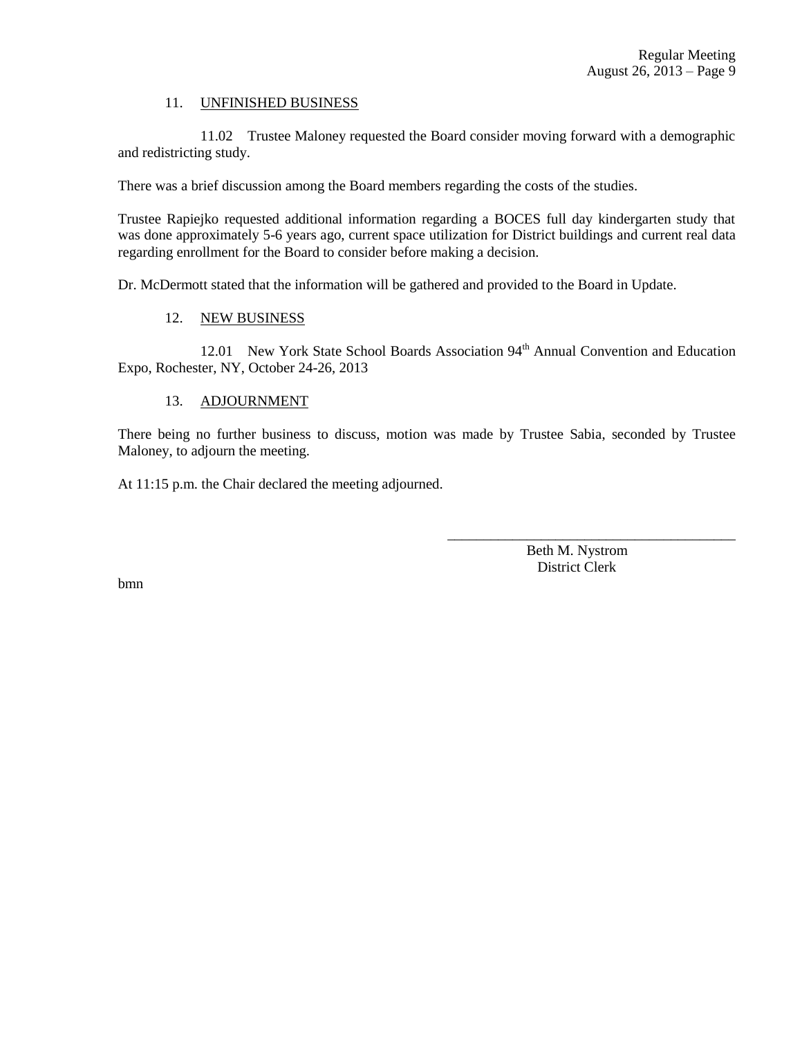## 11. UNFINISHED BUSINESS

11.02 Trustee Maloney requested the Board consider moving forward with a demographic and redistricting study.

There was a brief discussion among the Board members regarding the costs of the studies.

Trustee Rapiejko requested additional information regarding a BOCES full day kindergarten study that was done approximately 5-6 years ago, current space utilization for District buildings and current real data regarding enrollment for the Board to consider before making a decision.

Dr. McDermott stated that the information will be gathered and provided to the Board in Update.

## 12. NEW BUSINESS

12.01 New York State School Boards Association 94th Annual Convention and Education Expo, Rochester, NY, October 24-26, 2013

## 13. ADJOURNMENT

There being no further business to discuss, motion was made by Trustee Sabia, seconded by Trustee Maloney, to adjourn the meeting.

At 11:15 p.m. the Chair declared the meeting adjourned.

\_\_\_\_\_\_\_\_\_\_\_\_\_\_\_\_\_\_\_\_\_\_\_\_\_\_\_\_\_\_\_\_\_\_\_\_\_\_\_\_

Beth M. Nystrom
District Clerk

bmn